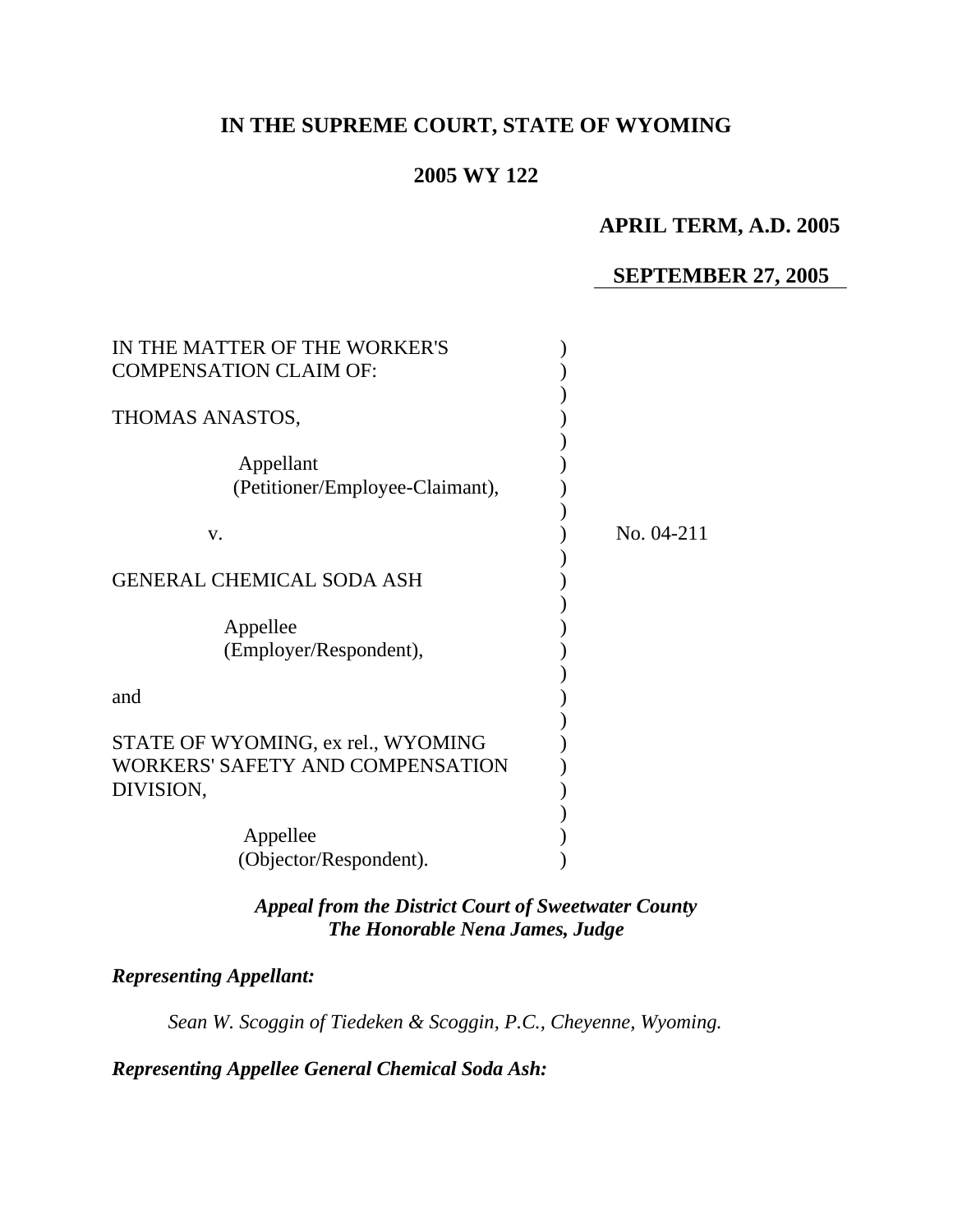**IN THE SUPREME COURT, STATE OF WYOMING**

**2005 WY 122**

**APRIL TERM, A.D. 2005**

**SEPTEMBER 27, 2005**

IN THE MATTER OF THE WORKER'S COMPENSATION CLAIM OF:

THOMAS ANASTOS,

Appellant (Petitioner/Employee-Claimant),

v.

GENERAL CHEMICAL SODA ASH

Appellee (Employer/Respondent),

and

STATE OF WYOMING, ex rel., WYOMING WORKERS' SAFETY AND COMPENSATION DIVISION,

Appellee (Objector/Respondent).

No. 04-211

***Appeal from the District Court of Sweetwater County***
***The Honorable Nena James, Judge***

***Representing Appellant:***

*Sean W. Scoggin of Tiedeken & Scoggin, P.C., Cheyenne, Wyoming.*

***Representing Appellee General Chemical Soda Ash:***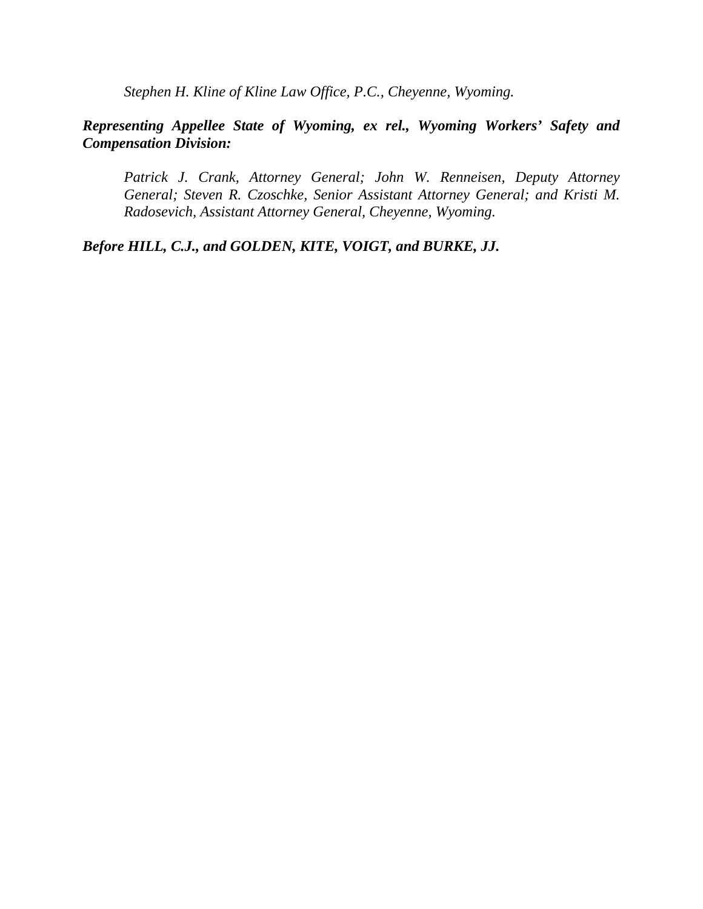*Stephen H. Kline of Kline Law Office, P.C., Cheyenne, Wyoming.*

***Representing Appellee State of Wyoming, ex rel., Wyoming Workers' Safety and Compensation Division:***

*Patrick J. Crank, Attorney General; John W. Renneisen, Deputy Attorney General; Steven R. Czoschke, Senior Assistant Attorney General; and Kristi M. Radosevich, Assistant Attorney General, Cheyenne, Wyoming.*

***Before HILL, C.J., and GOLDEN, KITE, VOIGT, and BURKE, JJ.***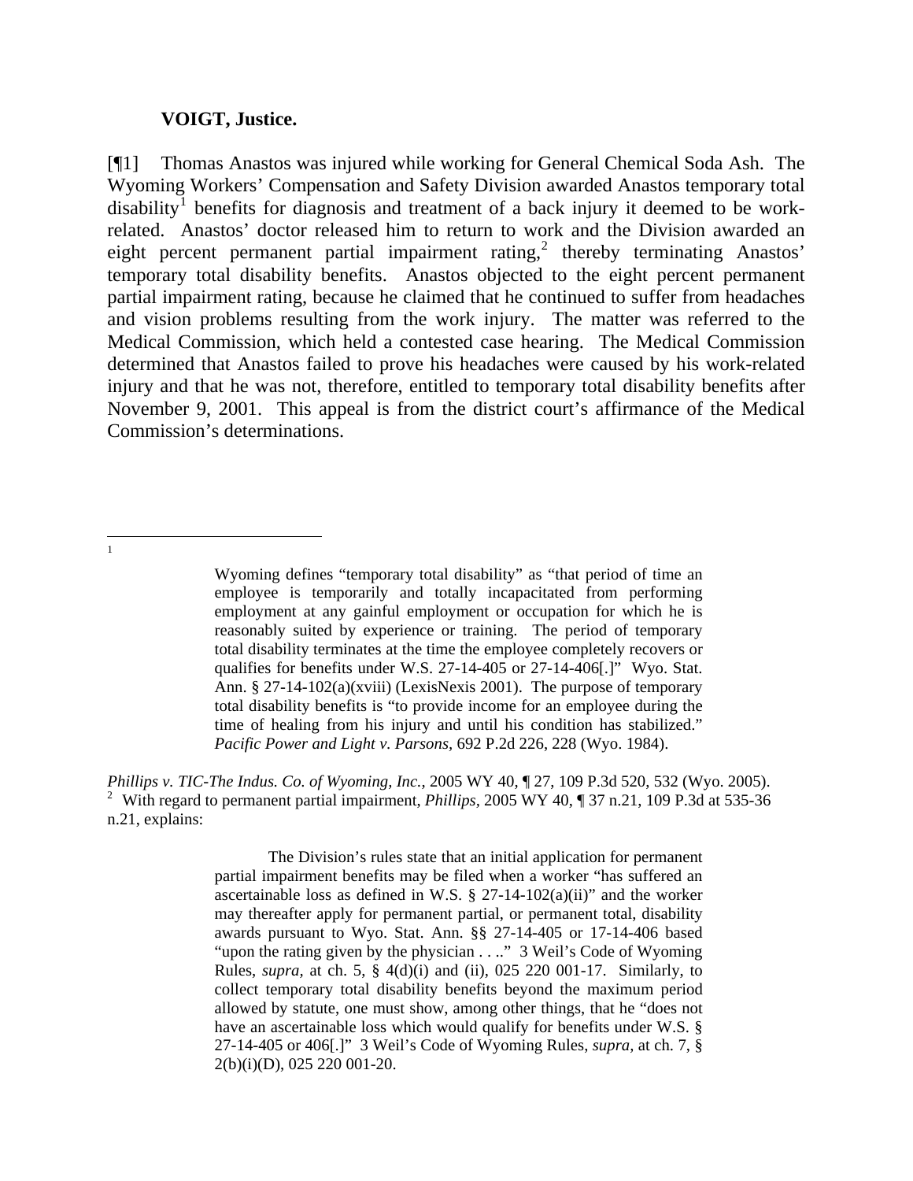**VOIGT, Justice.**

[¶1] Thomas Anastos was injured while working for General Chemical Soda Ash. The Wyoming Workers' Compensation and Safety Division awarded Anastos temporary total disability[1] benefits for diagnosis and treatment of a back injury it deemed to be work-related. Anastos' doctor released him to return to work and the Division awarded an eight percent permanent partial impairment rating,[2] thereby terminating Anastos' temporary total disability benefits. Anastos objected to the eight percent permanent partial impairment rating, because he claimed that he continued to suffer from headaches and vision problems resulting from the work injury. The matter was referred to the Medical Commission, which held a contested case hearing. The Medical Commission determined that Anastos failed to prove his headaches were caused by his work-related injury and that he was not, therefore, entitled to temporary total disability benefits after November 9, 2001. This appeal is from the district court's affirmance of the Medical Commission's determinations.

---

[1]

> Wyoming defines "temporary total disability" as "that period of time an employee is temporarily and totally incapacitated from performing employment at any gainful employment or occupation for which he is reasonably suited by experience or training. The period of temporary total disability terminates at the time the employee completely recovers or qualifies for benefits under W.S. 27-14-405 or 27-14-406[.]" Wyo. Stat. Ann. § 27-14-102(a)(xviii) (LexisNexis 2001). The purpose of temporary total disability benefits is "to provide income for an employee during the time of healing from his injury and until his condition has stabilized." *Pacific Power and Light v. Parsons*, 692 P.2d 226, 228 (Wyo. 1984).

*Phillips v. TIC-The Indus. Co. of Wyoming, Inc.*, 2005 WY 40, ¶ 27, 109 P.3d 520, 532 (Wyo. 2005).

[2] With regard to permanent partial impairment, *Phillips*, 2005 WY 40, ¶ 37 n.21, 109 P.3d at 535-36 n.21, explains:

> The Division's rules state that an initial application for permanent partial impairment benefits may be filed when a worker "has suffered an ascertainable loss as defined in W.S. § 27-14-102(a)(ii)" and the worker may thereafter apply for permanent partial, or permanent total, disability awards pursuant to Wyo. Stat. Ann. §§ 27-14-405 or 17-14-406 based "upon the rating given by the physician . . .." 3 Weil's Code of Wyoming Rules, *supra*, at ch. 5, § 4(d)(i) and (ii), 025 220 001-17. Similarly, to collect temporary total disability benefits beyond the maximum period allowed by statute, one must show, among other things, that he "does not have an ascertainable loss which would qualify for benefits under W.S. § 27-14-405 or 406[.]" 3 Weil's Code of Wyoming Rules, *supra*, at ch. 7, § 2(b)(i)(D), 025 220 001-20.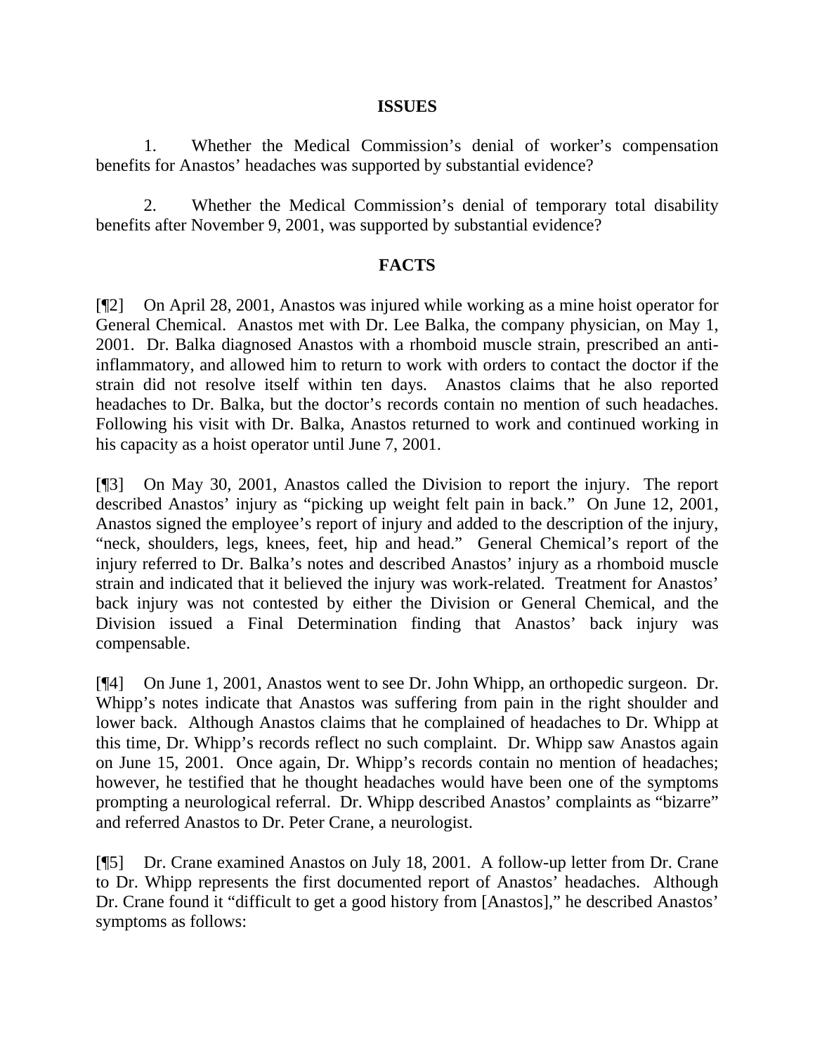## ISSUES

1. Whether the Medical Commission's denial of worker's compensation benefits for Anastos' headaches was supported by substantial evidence?

2. Whether the Medical Commission's denial of temporary total disability benefits after November 9, 2001, was supported by substantial evidence?

## FACTS

[¶2] On April 28, 2001, Anastos was injured while working as a mine hoist operator for General Chemical. Anastos met with Dr. Lee Balka, the company physician, on May 1, 2001. Dr. Balka diagnosed Anastos with a rhomboid muscle strain, prescribed an anti-inflammatory, and allowed him to return to work with orders to contact the doctor if the strain did not resolve itself within ten days. Anastos claims that he also reported headaches to Dr. Balka, but the doctor's records contain no mention of such headaches. Following his visit with Dr. Balka, Anastos returned to work and continued working in his capacity as a hoist operator until June 7, 2001.

[¶3] On May 30, 2001, Anastos called the Division to report the injury. The report described Anastos' injury as "picking up weight felt pain in back." On June 12, 2001, Anastos signed the employee's report of injury and added to the description of the injury, "neck, shoulders, legs, knees, feet, hip and head." General Chemical's report of the injury referred to Dr. Balka's notes and described Anastos' injury as a rhomboid muscle strain and indicated that it believed the injury was work-related. Treatment for Anastos' back injury was not contested by either the Division or General Chemical, and the Division issued a Final Determination finding that Anastos' back injury was compensable.

[¶4] On June 1, 2001, Anastos went to see Dr. John Whipp, an orthopedic surgeon. Dr. Whipp's notes indicate that Anastos was suffering from pain in the right shoulder and lower back. Although Anastos claims that he complained of headaches to Dr. Whipp at this time, Dr. Whipp's records reflect no such complaint. Dr. Whipp saw Anastos again on June 15, 2001. Once again, Dr. Whipp's records contain no mention of headaches; however, he testified that he thought headaches would have been one of the symptoms prompting a neurological referral. Dr. Whipp described Anastos' complaints as "bizarre" and referred Anastos to Dr. Peter Crane, a neurologist.

[¶5] Dr. Crane examined Anastos on July 18, 2001. A follow-up letter from Dr. Crane to Dr. Whipp represents the first documented report of Anastos' headaches. Although Dr. Crane found it "difficult to get a good history from [Anastos]," he described Anastos' symptoms as follows: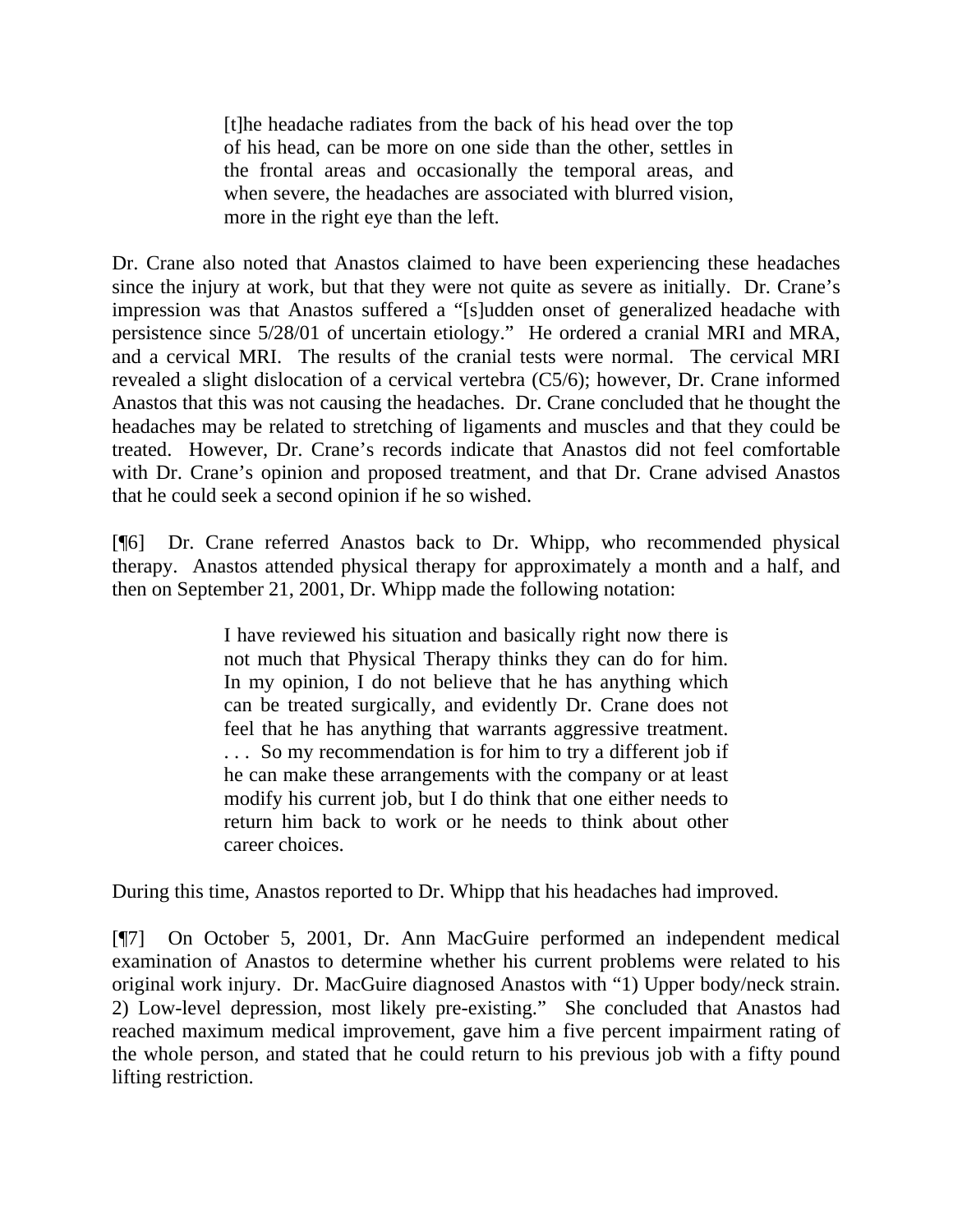> [t]he headache radiates from the back of his head over the top of his head, can be more on one side than the other, settles in the frontal areas and occasionally the temporal areas, and when severe, the headaches are associated with blurred vision, more in the right eye than the left.

Dr. Crane also noted that Anastos claimed to have been experiencing these headaches since the injury at work, but that they were not quite as severe as initially. Dr. Crane's impression was that Anastos suffered a "[s]udden onset of generalized headache with persistence since 5/28/01 of uncertain etiology." He ordered a cranial MRI and MRA, and a cervical MRI. The results of the cranial tests were normal. The cervical MRI revealed a slight dislocation of a cervical vertebra (C5/6); however, Dr. Crane informed Anastos that this was not causing the headaches. Dr. Crane concluded that he thought the headaches may be related to stretching of ligaments and muscles and that they could be treated. However, Dr. Crane's records indicate that Anastos did not feel comfortable with Dr. Crane's opinion and proposed treatment, and that Dr. Crane advised Anastos that he could seek a second opinion if he so wished.

[¶6] Dr. Crane referred Anastos back to Dr. Whipp, who recommended physical therapy. Anastos attended physical therapy for approximately a month and a half, and then on September 21, 2001, Dr. Whipp made the following notation:

> I have reviewed his situation and basically right now there is not much that Physical Therapy thinks they can do for him. In my opinion, I do not believe that he has anything which can be treated surgically, and evidently Dr. Crane does not feel that he has anything that warrants aggressive treatment. . . . So my recommendation is for him to try a different job if he can make these arrangements with the company or at least modify his current job, but I do think that one either needs to return him back to work or he needs to think about other career choices.

During this time, Anastos reported to Dr. Whipp that his headaches had improved.

[¶7] On October 5, 2001, Dr. Ann MacGuire performed an independent medical examination of Anastos to determine whether his current problems were related to his original work injury. Dr. MacGuire diagnosed Anastos with "1) Upper body/neck strain. 2) Low-level depression, most likely pre-existing." She concluded that Anastos had reached maximum medical improvement, gave him a five percent impairment rating of the whole person, and stated that he could return to his previous job with a fifty pound lifting restriction.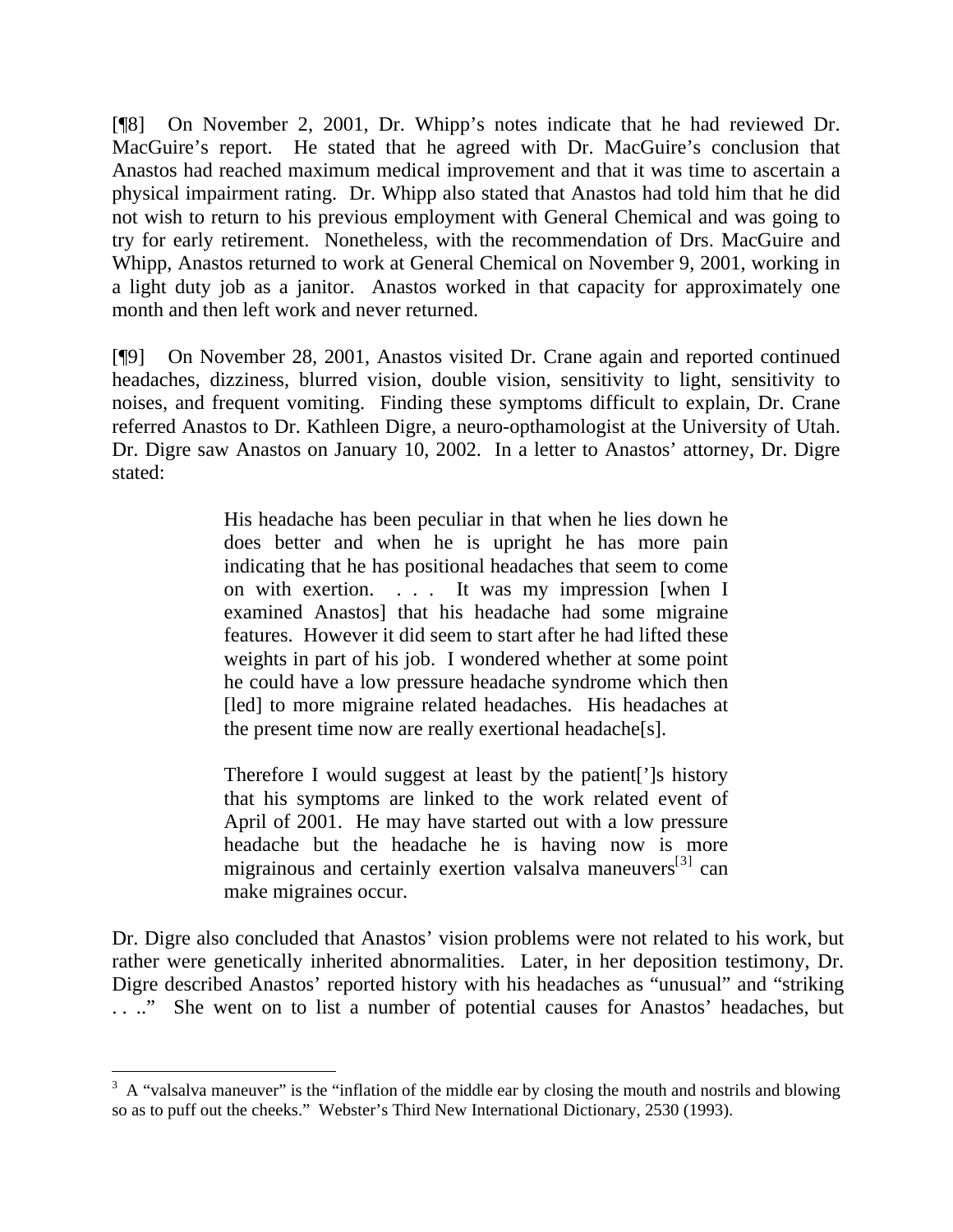[¶8] On November 2, 2001, Dr. Whipp's notes indicate that he had reviewed Dr. MacGuire's report. He stated that he agreed with Dr. MacGuire's conclusion that Anastos had reached maximum medical improvement and that it was time to ascertain a physical impairment rating. Dr. Whipp also stated that Anastos had told him that he did not wish to return to his previous employment with General Chemical and was going to try for early retirement. Nonetheless, with the recommendation of Drs. MacGuire and Whipp, Anastos returned to work at General Chemical on November 9, 2001, working in a light duty job as a janitor. Anastos worked in that capacity for approximately one month and then left work and never returned.

[¶9] On November 28, 2001, Anastos visited Dr. Crane again and reported continued headaches, dizziness, blurred vision, double vision, sensitivity to light, sensitivity to noises, and frequent vomiting. Finding these symptoms difficult to explain, Dr. Crane referred Anastos to Dr. Kathleen Digre, a neuro-opthamologist at the University of Utah. Dr. Digre saw Anastos on January 10, 2002. In a letter to Anastos' attorney, Dr. Digre stated:

> His headache has been peculiar in that when he lies down he does better and when he is upright he has more pain indicating that he has positional headaches that seem to come on with exertion. . . . It was my impression [when I examined Anastos] that his headache had some migraine features. However it did seem to start after he had lifted these weights in part of his job. I wondered whether at some point he could have a low pressure headache syndrome which then [led] to more migraine related headaches. His headaches at the present time now are really exertional headache[s].
>
> Therefore I would suggest at least by the patient[']s history that his symptoms are linked to the work related event of April of 2001. He may have started out with a low pressure headache but the headache he is having now is more migrainous and certainly exertion valsalva maneuvers[3] can make migraines occur.

Dr. Digre also concluded that Anastos' vision problems were not related to his work, but rather were genetically inherited abnormalities. Later, in her deposition testimony, Dr. Digre described Anastos' reported history with his headaches as "unusual" and "striking . . .." She went on to list a number of potential causes for Anastos' headaches, but

---

[3] A "valsalva maneuver" is the "inflation of the middle ear by closing the mouth and nostrils and blowing so as to puff out the cheeks." Webster's Third New International Dictionary, 2530 (1993).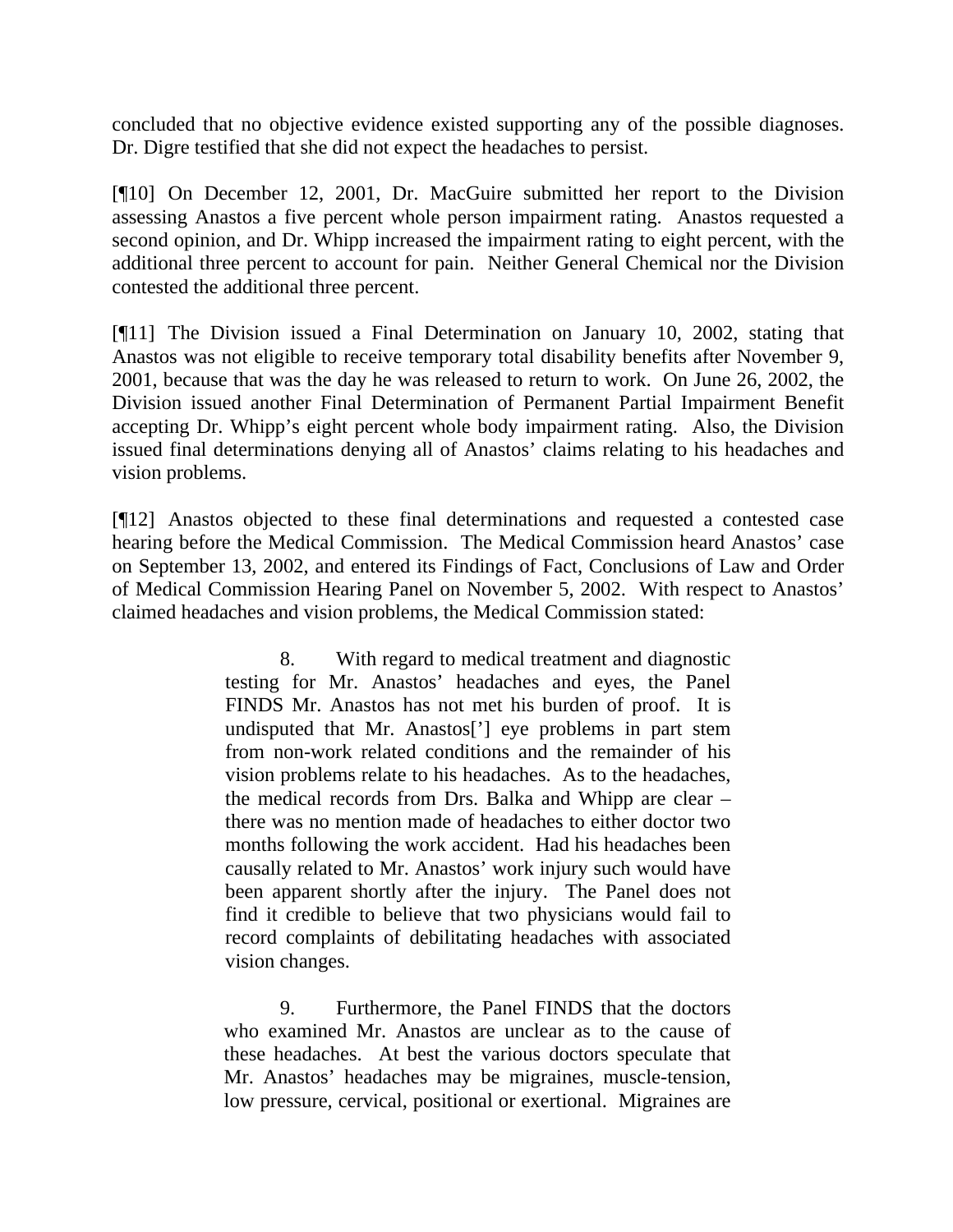concluded that no objective evidence existed supporting any of the possible diagnoses. Dr. Digre testified that she did not expect the headaches to persist.

[¶10] On December 12, 2001, Dr. MacGuire submitted her report to the Division assessing Anastos a five percent whole person impairment rating. Anastos requested a second opinion, and Dr. Whipp increased the impairment rating to eight percent, with the additional three percent to account for pain. Neither General Chemical nor the Division contested the additional three percent.

[¶11] The Division issued a Final Determination on January 10, 2002, stating that Anastos was not eligible to receive temporary total disability benefits after November 9, 2001, because that was the day he was released to return to work. On June 26, 2002, the Division issued another Final Determination of Permanent Partial Impairment Benefit accepting Dr. Whipp's eight percent whole body impairment rating. Also, the Division issued final determinations denying all of Anastos' claims relating to his headaches and vision problems.

[¶12] Anastos objected to these final determinations and requested a contested case hearing before the Medical Commission. The Medical Commission heard Anastos' case on September 13, 2002, and entered its Findings of Fact, Conclusions of Law and Order of Medical Commission Hearing Panel on November 5, 2002. With respect to Anastos' claimed headaches and vision problems, the Medical Commission stated:

> 8. With regard to medical treatment and diagnostic testing for Mr. Anastos' headaches and eyes, the Panel FINDS Mr. Anastos has not met his burden of proof. It is undisputed that Mr. Anastos['] eye problems in part stem from non-work related conditions and the remainder of his vision problems relate to his headaches. As to the headaches, the medical records from Drs. Balka and Whipp are clear – there was no mention made of headaches to either doctor two months following the work accident. Had his headaches been causally related to Mr. Anastos' work injury such would have been apparent shortly after the injury. The Panel does not find it credible to believe that two physicians would fail to record complaints of debilitating headaches with associated vision changes.
>
> 9. Furthermore, the Panel FINDS that the doctors who examined Mr. Anastos are unclear as to the cause of these headaches. At best the various doctors speculate that Mr. Anastos' headaches may be migraines, muscle-tension, low pressure, cervical, positional or exertional. Migraines are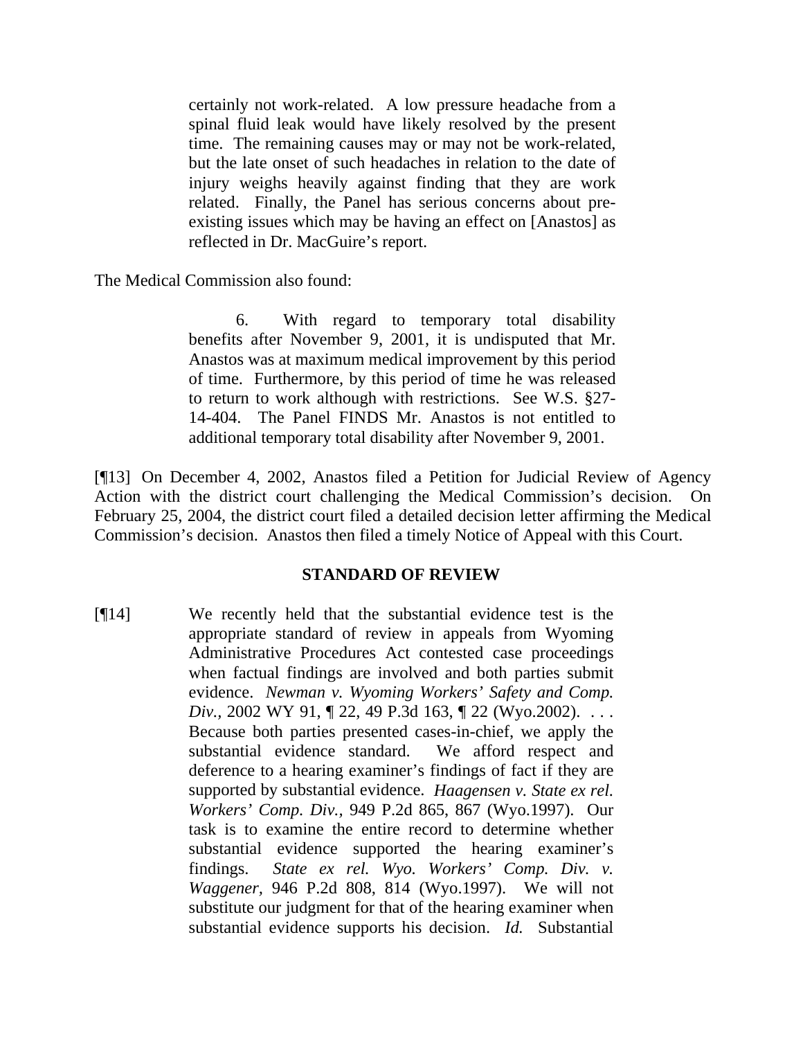> certainly not work-related. A low pressure headache from a spinal fluid leak would have likely resolved by the present time. The remaining causes may or may not be work-related, but the late onset of such headaches in relation to the date of injury weighs heavily against finding that they are work related. Finally, the Panel has serious concerns about pre-existing issues which may be having an effect on [Anastos] as reflected in Dr. MacGuire's report.

The Medical Commission also found:

> 6. With regard to temporary total disability benefits after November 9, 2001, it is undisputed that Mr. Anastos was at maximum medical improvement by this period of time. Furthermore, by this period of time he was released to return to work although with restrictions. See W.S. §27-14-404. The Panel FINDS Mr. Anastos is not entitled to additional temporary total disability after November 9, 2001.

[¶13] On December 4, 2002, Anastos filed a Petition for Judicial Review of Agency Action with the district court challenging the Medical Commission's decision. On February 25, 2004, the district court filed a detailed decision letter affirming the Medical Commission's decision. Anastos then filed a timely Notice of Appeal with this Court.

## STANDARD OF REVIEW

[¶14]

> We recently held that the substantial evidence test is the appropriate standard of review in appeals from Wyoming Administrative Procedures Act contested case proceedings when factual findings are involved and both parties submit evidence. *Newman v. Wyoming Workers' Safety and Comp. Div.*, 2002 WY 91, ¶ 22, 49 P.3d 163, ¶ 22 (Wyo.2002). . . . Because both parties presented cases-in-chief, we apply the substantial evidence standard. We afford respect and deference to a hearing examiner's findings of fact if they are supported by substantial evidence. *Haagensen v. State ex rel. Workers' Comp. Div.*, 949 P.2d 865, 867 (Wyo.1997). Our task is to examine the entire record to determine whether substantial evidence supported the hearing examiner's findings. *State ex rel. Wyo. Workers' Comp. Div. v. Waggener*, 946 P.2d 808, 814 (Wyo.1997). We will not substitute our judgment for that of the hearing examiner when substantial evidence supports his decision. *Id.* Substantial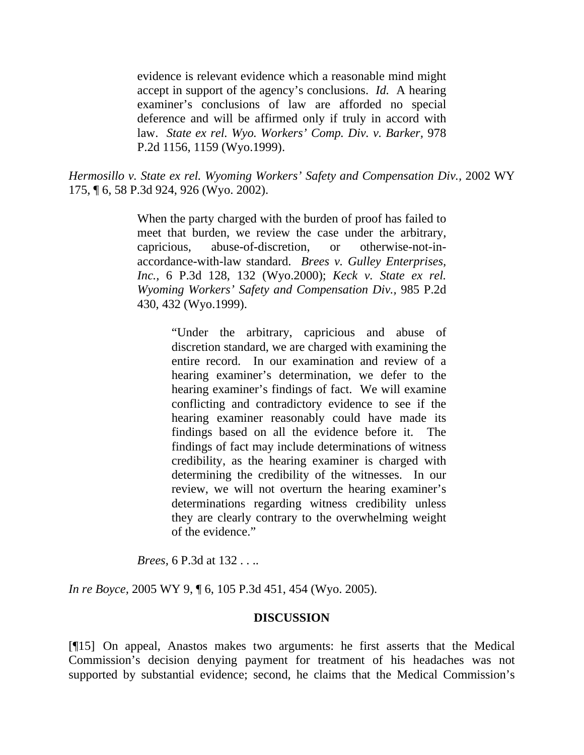> evidence is relevant evidence which a reasonable mind might accept in support of the agency's conclusions. *Id.* A hearing examiner's conclusions of law are afforded no special deference and will be affirmed only if truly in accord with law. *State ex rel. Wyo. Workers' Comp. Div. v. Barker,* 978 P.2d 1156, 1159 (Wyo.1999).

*Hermosillo v. State ex rel. Wyoming Workers' Safety and Compensation Div.,* 2002 WY 175, ¶ 6, 58 P.3d 924, 926 (Wyo. 2002).

> When the party charged with the burden of proof has failed to meet that burden, we review the case under the arbitrary, capricious, abuse-of-discretion, or otherwise-not-in-accordance-with-law standard. *Brees v. Gulley Enterprises, Inc.,* 6 P.3d 128, 132 (Wyo.2000); *Keck v. State ex rel. Wyoming Workers' Safety and Compensation Div.,* 985 P.2d 430, 432 (Wyo.1999).
>
> > "Under the arbitrary, capricious and abuse of discretion standard, we are charged with examining the entire record. In our examination and review of a hearing examiner's determination, we defer to the hearing examiner's findings of fact. We will examine conflicting and contradictory evidence to see if the hearing examiner reasonably could have made its findings based on all the evidence before it. The findings of fact may include determinations of witness credibility, as the hearing examiner is charged with determining the credibility of the witnesses. In our review, we will not overturn the hearing examiner's determinations regarding witness credibility unless they are clearly contrary to the overwhelming weight of the evidence."
>
> *Brees,* 6 P.3d at 132 . . ..

*In re Boyce,* 2005 WY 9, ¶ 6, 105 P.3d 451, 454 (Wyo. 2005).

## DISCUSSION

[¶15] On appeal, Anastos makes two arguments: he first asserts that the Medical Commission's decision denying payment for treatment of his headaches was not supported by substantial evidence; second, he claims that the Medical Commission's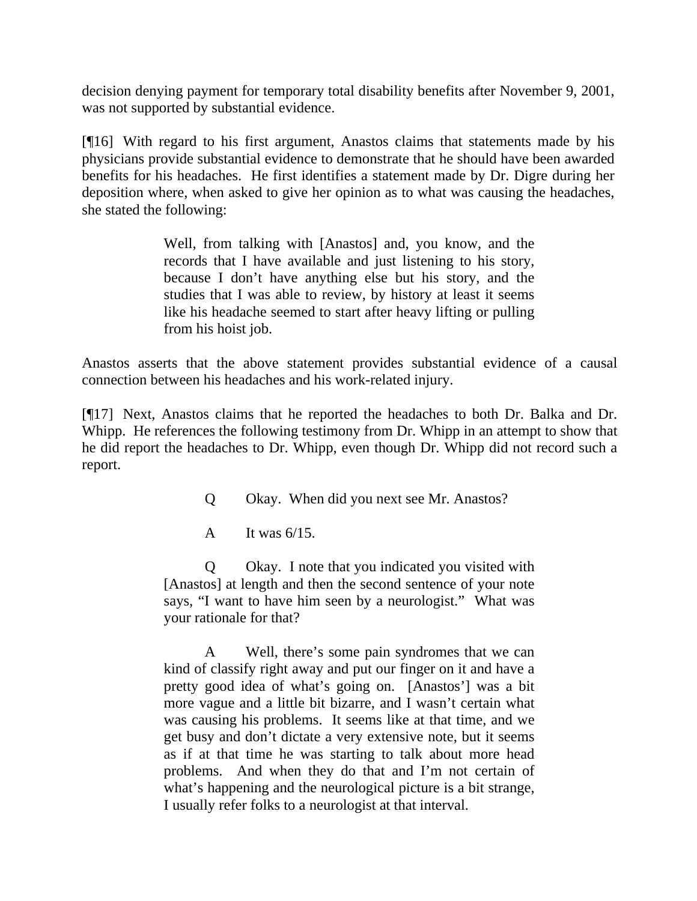decision denying payment for temporary total disability benefits after November 9, 2001, was not supported by substantial evidence.

[¶16] With regard to his first argument, Anastos claims that statements made by his physicians provide substantial evidence to demonstrate that he should have been awarded benefits for his headaches. He first identifies a statement made by Dr. Digre during her deposition where, when asked to give her opinion as to what was causing the headaches, she stated the following:

> Well, from talking with [Anastos] and, you know, and the records that I have available and just listening to his story, because I don't have anything else but his story, and the studies that I was able to review, by history at least it seems like his headache seemed to start after heavy lifting or pulling from his hoist job.

Anastos asserts that the above statement provides substantial evidence of a causal connection between his headaches and his work-related injury.

[¶17] Next, Anastos claims that he reported the headaches to both Dr. Balka and Dr. Whipp. He references the following testimony from Dr. Whipp in an attempt to show that he did report the headaches to Dr. Whipp, even though Dr. Whipp did not record such a report.

> Q Okay. When did you next see Mr. Anastos?
>
> A It was 6/15.
>
> Q Okay. I note that you indicated you visited with [Anastos] at length and then the second sentence of your note says, "I want to have him seen by a neurologist." What was your rationale for that?
>
> A Well, there's some pain syndromes that we can kind of classify right away and put our finger on it and have a pretty good idea of what's going on. [Anastos'] was a bit more vague and a little bit bizarre, and I wasn't certain what was causing his problems. It seems like at that time, and we get busy and don't dictate a very extensive note, but it seems as if at that time he was starting to talk about more head problems. And when they do that and I'm not certain of what's happening and the neurological picture is a bit strange, I usually refer folks to a neurologist at that interval.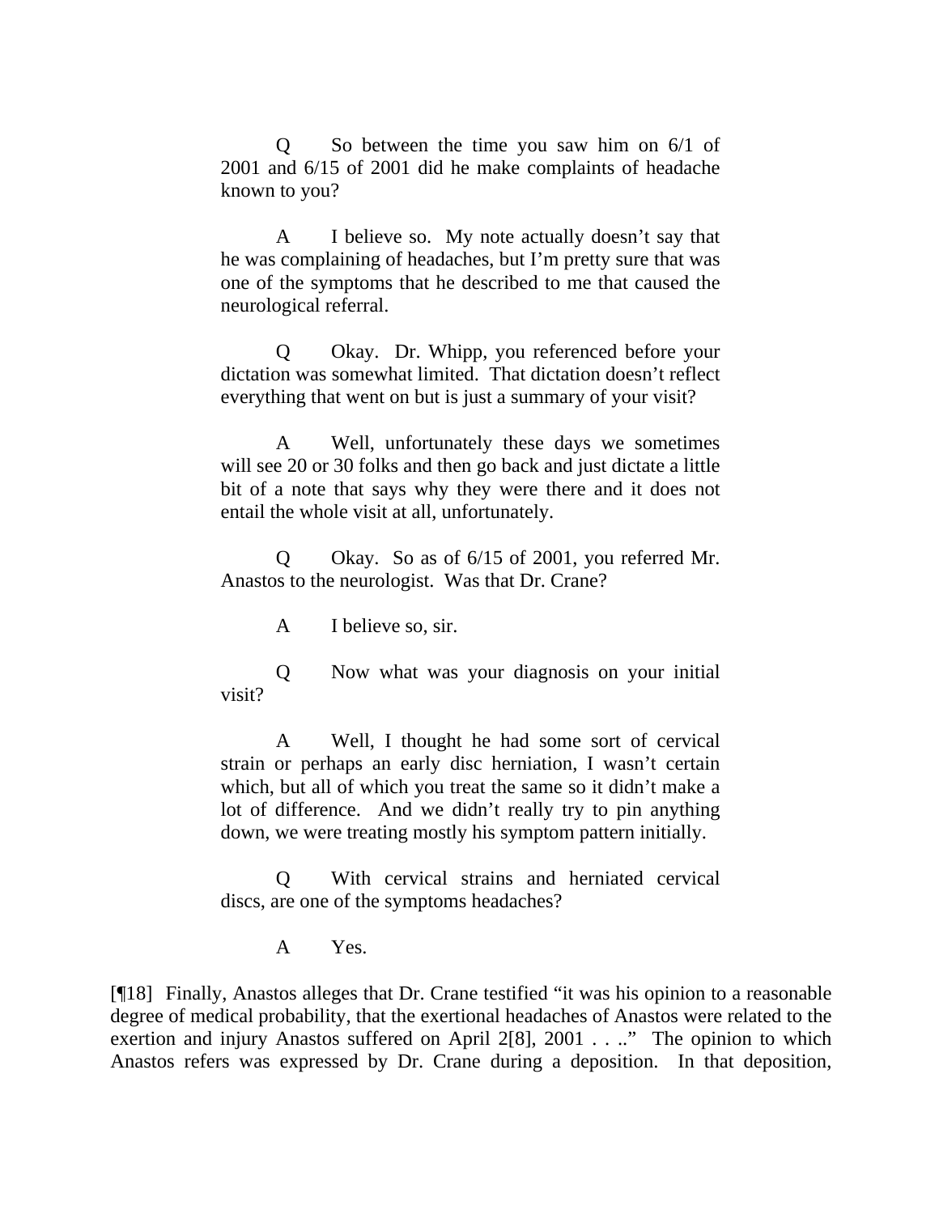> Q So between the time you saw him on 6/1 of 2001 and 6/15 of 2001 did he make complaints of headache known to you?
>
> A I believe so. My note actually doesn't say that he was complaining of headaches, but I'm pretty sure that was one of the symptoms that he described to me that caused the neurological referral.
>
> Q Okay. Dr. Whipp, you referenced before your dictation was somewhat limited. That dictation doesn't reflect everything that went on but is just a summary of your visit?
>
> A Well, unfortunately these days we sometimes will see 20 or 30 folks and then go back and just dictate a little bit of a note that says why they were there and it does not entail the whole visit at all, unfortunately.
>
> Q Okay. So as of 6/15 of 2001, you referred Mr. Anastos to the neurologist. Was that Dr. Crane?
>
> A I believe so, sir.
>
> Q Now what was your diagnosis on your initial visit?
>
> A Well, I thought he had some sort of cervical strain or perhaps an early disc herniation, I wasn't certain which, but all of which you treat the same so it didn't make a lot of difference. And we didn't really try to pin anything down, we were treating mostly his symptom pattern initially.
>
> Q With cervical strains and herniated cervical discs, are one of the symptoms headaches?
>
> A Yes.

[¶18] Finally, Anastos alleges that Dr. Crane testified "it was his opinion to a reasonable degree of medical probability, that the exertional headaches of Anastos were related to the exertion and injury Anastos suffered on April 2[8], 2001 . . .." The opinion to which Anastos refers was expressed by Dr. Crane during a deposition. In that deposition,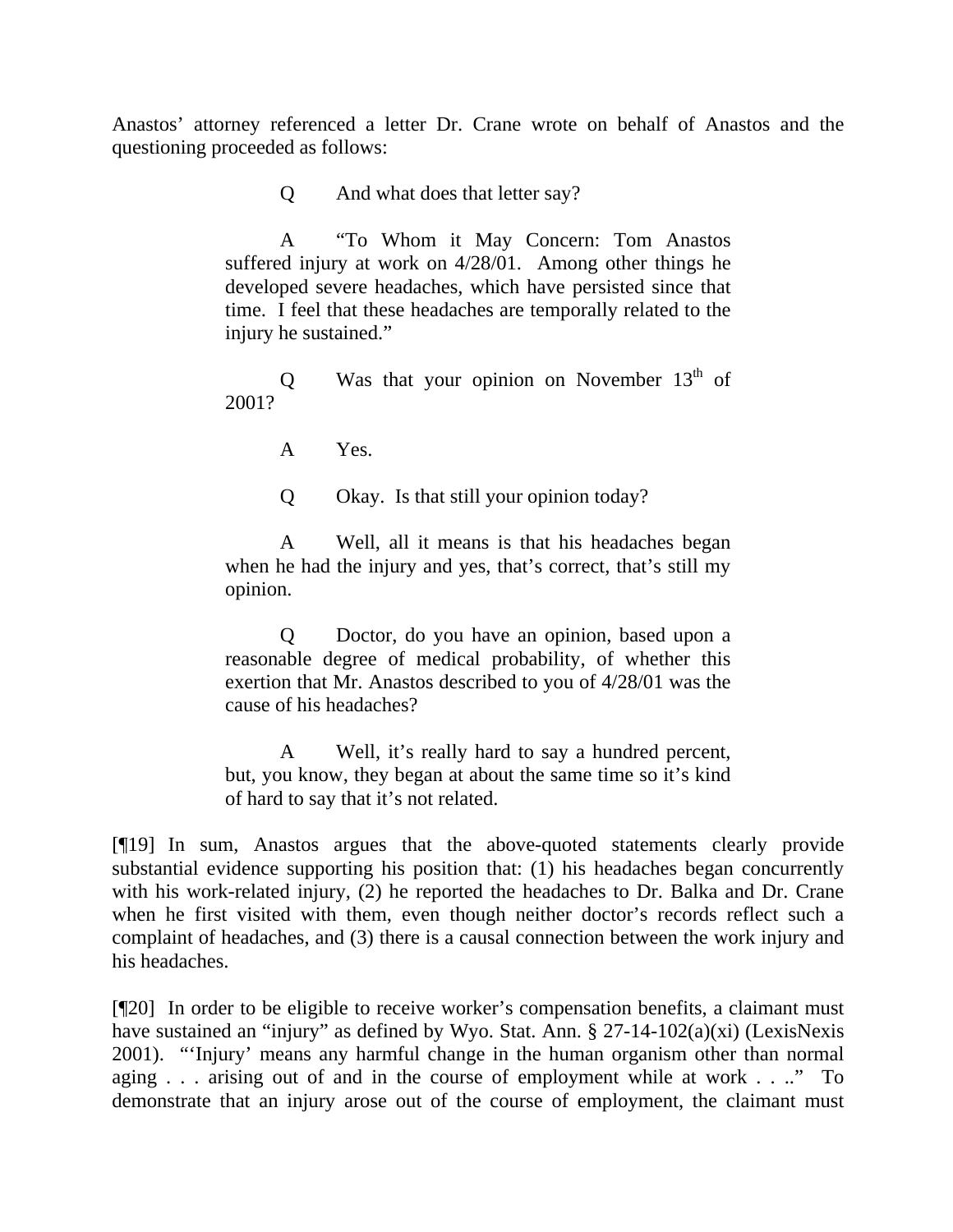Anastos' attorney referenced a letter Dr. Crane wrote on behalf of Anastos and the questioning proceeded as follows:

> Q And what does that letter say?
>
> A "To Whom it May Concern: Tom Anastos suffered injury at work on 4/28/01. Among other things he developed severe headaches, which have persisted since that time. I feel that these headaches are temporally related to the injury he sustained."
>
> Q Was that your opinion on November 13th of 2001?
>
> A Yes.
>
> Q Okay. Is that still your opinion today?
>
> A Well, all it means is that his headaches began when he had the injury and yes, that's correct, that's still my opinion.
>
> Q Doctor, do you have an opinion, based upon a reasonable degree of medical probability, of whether this exertion that Mr. Anastos described to you of 4/28/01 was the cause of his headaches?
>
> A Well, it's really hard to say a hundred percent, but, you know, they began at about the same time so it's kind of hard to say that it's not related.

[¶19] In sum, Anastos argues that the above-quoted statements clearly provide substantial evidence supporting his position that: (1) his headaches began concurrently with his work-related injury, (2) he reported the headaches to Dr. Balka and Dr. Crane when he first visited with them, even though neither doctor's records reflect such a complaint of headaches, and (3) there is a causal connection between the work injury and his headaches.

[¶20] In order to be eligible to receive worker's compensation benefits, a claimant must have sustained an "injury" as defined by Wyo. Stat. Ann. § 27-14-102(a)(xi) (LexisNexis 2001). "'Injury' means any harmful change in the human organism other than normal aging . . . arising out of and in the course of employment while at work . . .." To demonstrate that an injury arose out of the course of employment, the claimant must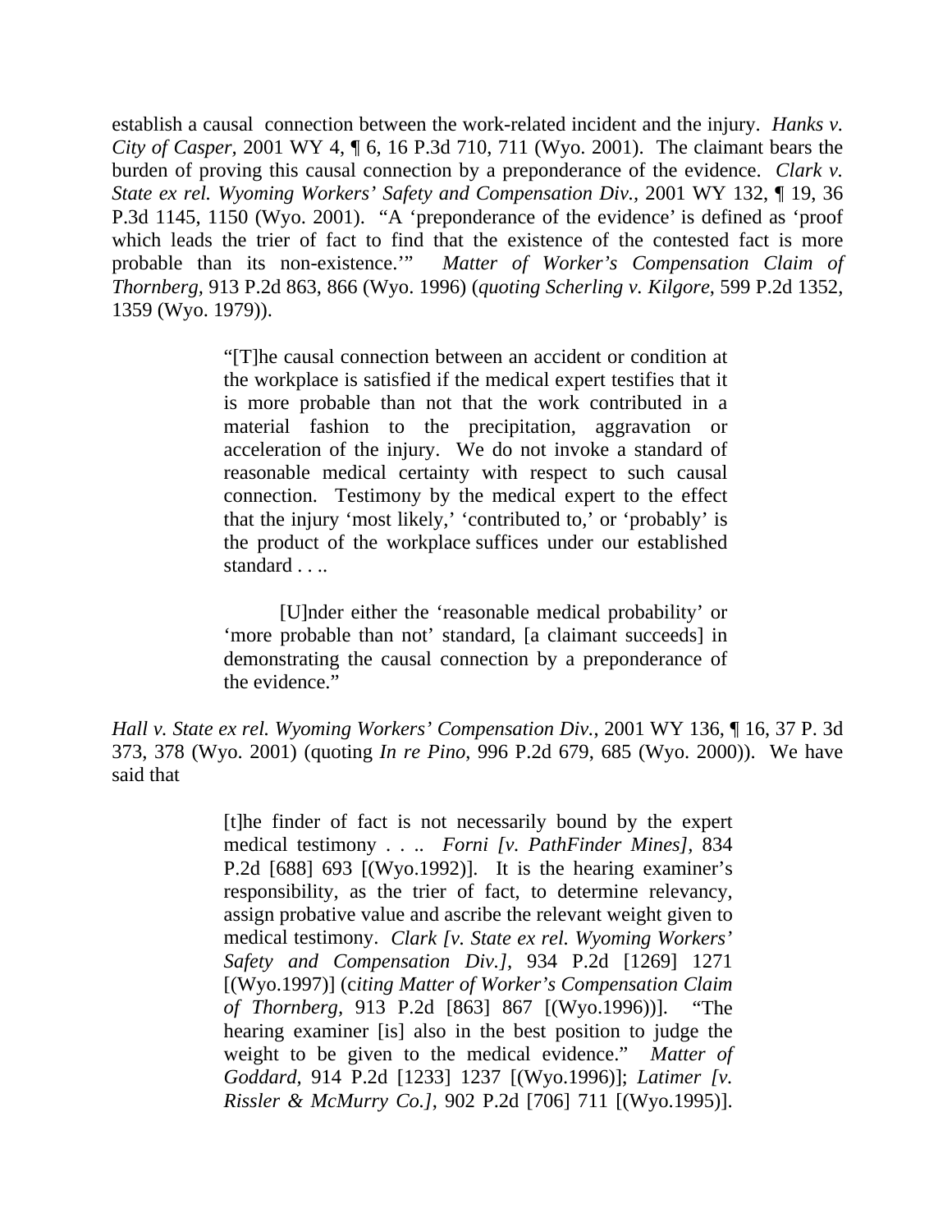establish a causal connection between the work-related incident and the injury. *Hanks v. City of Casper*, 2001 WY 4, ¶ 6, 16 P.3d 710, 711 (Wyo. 2001). The claimant bears the burden of proving this causal connection by a preponderance of the evidence. *Clark v. State ex rel. Wyoming Workers' Safety and Compensation Div.*, 2001 WY 132, ¶ 19, 36 P.3d 1145, 1150 (Wyo. 2001). "A 'preponderance of the evidence' is defined as 'proof which leads the trier of fact to find that the existence of the contested fact is more probable than its non-existence.'" *Matter of Worker's Compensation Claim of Thornberg*, 913 P.2d 863, 866 (Wyo. 1996) (*quoting Scherling v. Kilgore*, 599 P.2d 1352, 1359 (Wyo. 1979)).

> "[T]he causal connection between an accident or condition at the workplace is satisfied if the medical expert testifies that it is more probable than not that the work contributed in a material fashion to the precipitation, aggravation or acceleration of the injury. We do not invoke a standard of reasonable medical certainty with respect to such causal connection. Testimony by the medical expert to the effect that the injury 'most likely,' 'contributed to,' or 'probably' is the product of the workplace suffices under our established standard . . ..
>
> [U]nder either the 'reasonable medical probability' or 'more probable than not' standard, [a claimant succeeds] in demonstrating the causal connection by a preponderance of the evidence."

*Hall v. State ex rel. Wyoming Workers' Compensation Div.*, 2001 WY 136, ¶ 16, 37 P. 3d 373, 378 (Wyo. 2001) (quoting *In re Pino*, 996 P.2d 679, 685 (Wyo. 2000)). We have said that

> [t]he finder of fact is not necessarily bound by the expert medical testimony . . .. *Forni [v. PathFinder Mines]*, 834 P.2d [688] 693 [(Wyo.1992)]. It is the hearing examiner's responsibility, as the trier of fact, to determine relevancy, assign probative value and ascribe the relevant weight given to medical testimony. *Clark [v. State ex rel. Wyoming Workers' Safety and Compensation Div.]*, 934 P.2d [1269] 1271 [(Wyo.1997)] (c*iting Matter of Worker's Compensation Claim of Thornberg*, 913 P.2d [863] 867 [(Wyo.1996))]. "The hearing examiner [is] also in the best position to judge the weight to be given to the medical evidence." *Matter of Goddard*, 914 P.2d [1233] 1237 [(Wyo.1996)]; *Latimer [v. Rissler & McMurry Co.]*, 902 P.2d [706] 711 [(Wyo.1995)].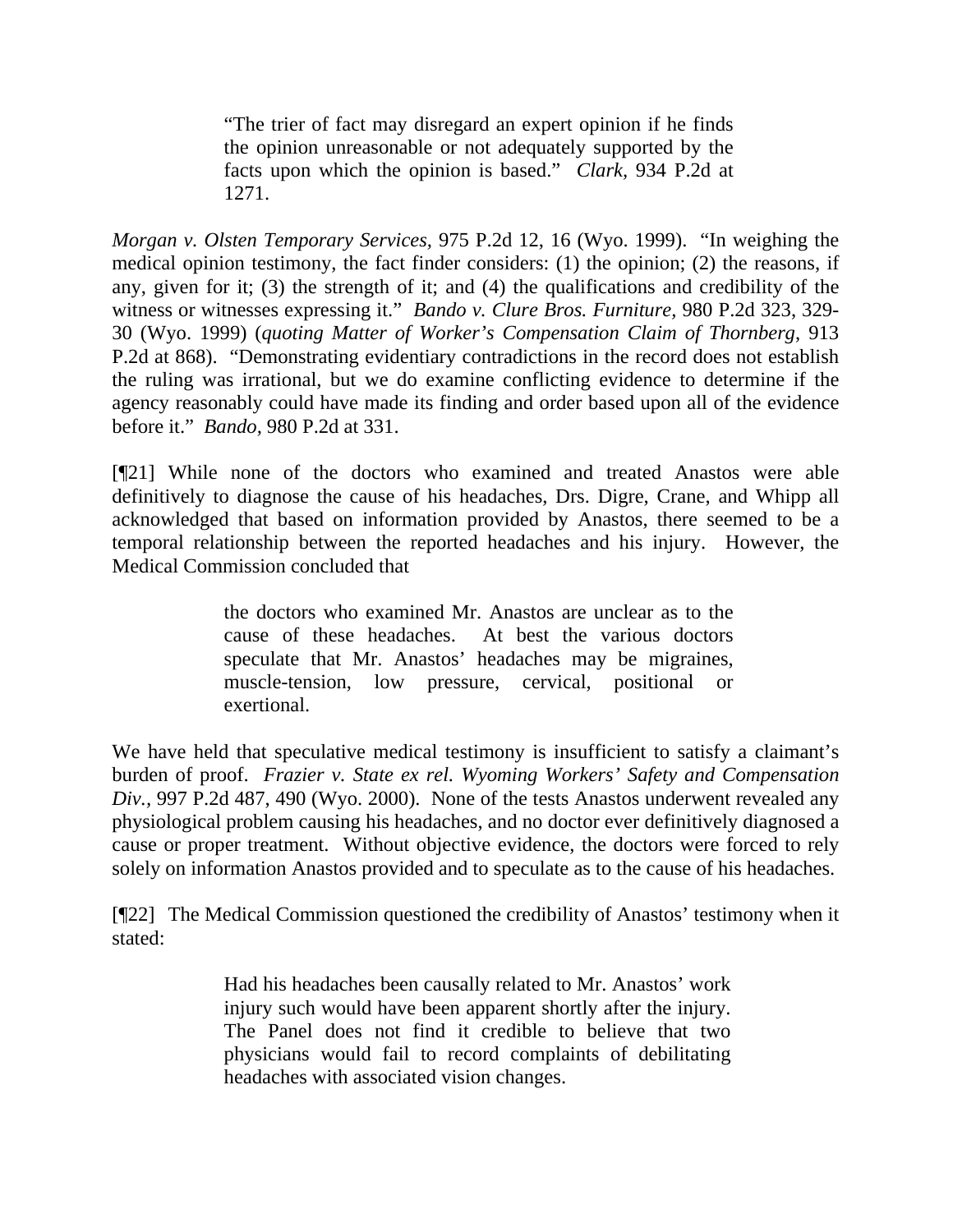> "The trier of fact may disregard an expert opinion if he finds the opinion unreasonable or not adequately supported by the facts upon which the opinion is based." *Clark,* 934 P.2d at 1271.

*Morgan v. Olsten Temporary Services,* 975 P.2d 12, 16 (Wyo. 1999). "In weighing the medical opinion testimony, the fact finder considers: (1) the opinion; (2) the reasons, if any, given for it; (3) the strength of it; and (4) the qualifications and credibility of the witness or witnesses expressing it." *Bando v. Clure Bros. Furniture,* 980 P.2d 323, 329-30 (Wyo. 1999) (*quoting Matter of Worker's Compensation Claim of Thornberg*, 913 P.2d at 868). "Demonstrating evidentiary contradictions in the record does not establish the ruling was irrational, but we do examine conflicting evidence to determine if the agency reasonably could have made its finding and order based upon all of the evidence before it." *Bando,* 980 P.2d at 331.

[¶21] While none of the doctors who examined and treated Anastos were able definitively to diagnose the cause of his headaches, Drs. Digre, Crane, and Whipp all acknowledged that based on information provided by Anastos, there seemed to be a temporal relationship between the reported headaches and his injury. However, the Medical Commission concluded that

> the doctors who examined Mr. Anastos are unclear as to the cause of these headaches. At best the various doctors speculate that Mr. Anastos' headaches may be migraines, muscle-tension, low pressure, cervical, positional or exertional.

We have held that speculative medical testimony is insufficient to satisfy a claimant's burden of proof. *Frazier v. State ex rel. Wyoming Workers' Safety and Compensation Div.,* 997 P.2d 487, 490 (Wyo. 2000). None of the tests Anastos underwent revealed any physiological problem causing his headaches, and no doctor ever definitively diagnosed a cause or proper treatment. Without objective evidence, the doctors were forced to rely solely on information Anastos provided and to speculate as to the cause of his headaches.

[¶22] The Medical Commission questioned the credibility of Anastos' testimony when it stated:

> Had his headaches been causally related to Mr. Anastos' work injury such would have been apparent shortly after the injury. The Panel does not find it credible to believe that two physicians would fail to record complaints of debilitating headaches with associated vision changes.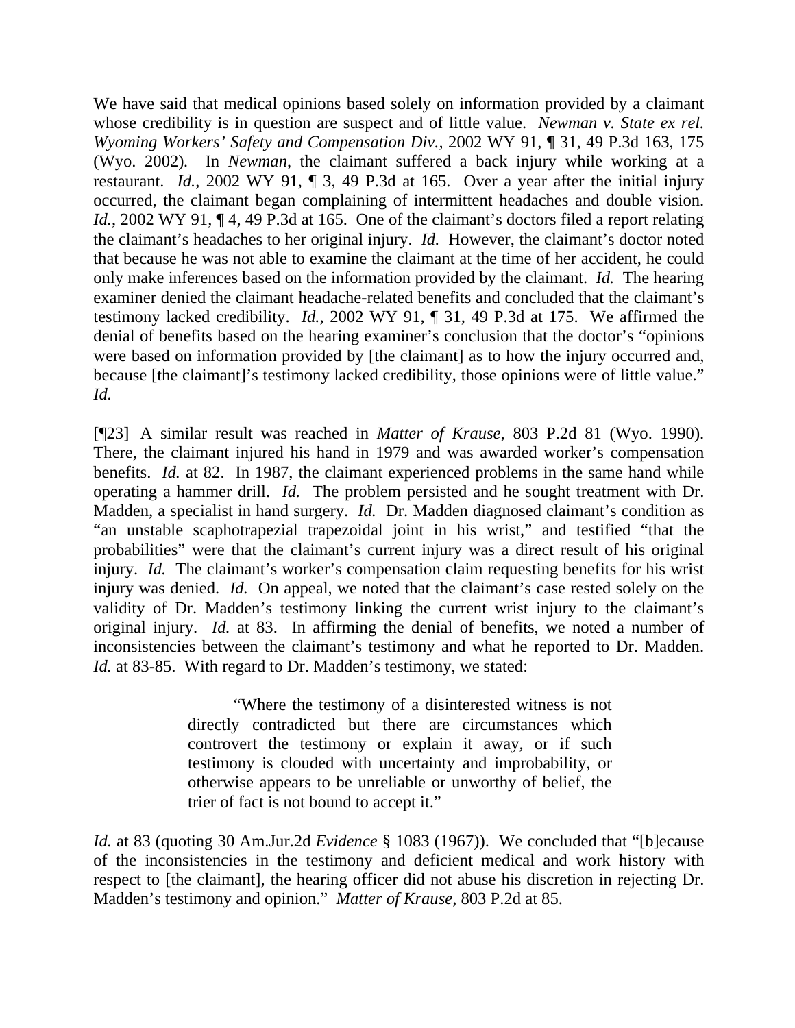We have said that medical opinions based solely on information provided by a claimant whose credibility is in question are suspect and of little value. *Newman v. State ex rel. Wyoming Workers' Safety and Compensation Div.*, 2002 WY 91, ¶ 31, 49 P.3d 163, 175 (Wyo. 2002). In *Newman*, the claimant suffered a back injury while working at a restaurant. *Id.*, 2002 WY 91, ¶ 3, 49 P.3d at 165. Over a year after the initial injury occurred, the claimant began complaining of intermittent headaches and double vision. *Id.*, 2002 WY 91, ¶ 4, 49 P.3d at 165. One of the claimant's doctors filed a report relating the claimant's headaches to her original injury. *Id.* However, the claimant's doctor noted that because he was not able to examine the claimant at the time of her accident, he could only make inferences based on the information provided by the claimant. *Id.* The hearing examiner denied the claimant headache-related benefits and concluded that the claimant's testimony lacked credibility. *Id.*, 2002 WY 91, ¶ 31, 49 P.3d at 175. We affirmed the denial of benefits based on the hearing examiner's conclusion that the doctor's "opinions were based on information provided by [the claimant] as to how the injury occurred and, because [the claimant]'s testimony lacked credibility, those opinions were of little value." *Id.*

[¶23] A similar result was reached in *Matter of Krause*, 803 P.2d 81 (Wyo. 1990). There, the claimant injured his hand in 1979 and was awarded worker's compensation benefits. *Id.* at 82. In 1987, the claimant experienced problems in the same hand while operating a hammer drill. *Id.* The problem persisted and he sought treatment with Dr. Madden, a specialist in hand surgery. *Id.* Dr. Madden diagnosed claimant's condition as "an unstable scaphotrapezial trapezoidal joint in his wrist," and testified "that the probabilities" were that the claimant's current injury was a direct result of his original injury. *Id.* The claimant's worker's compensation claim requesting benefits for his wrist injury was denied. *Id.* On appeal, we noted that the claimant's case rested solely on the validity of Dr. Madden's testimony linking the current wrist injury to the claimant's original injury. *Id.* at 83. In affirming the denial of benefits, we noted a number of inconsistencies between the claimant's testimony and what he reported to Dr. Madden. *Id.* at 83-85. With regard to Dr. Madden's testimony, we stated:

> "Where the testimony of a disinterested witness is not directly contradicted but there are circumstances which controvert the testimony or explain it away, or if such testimony is clouded with uncertainty and improbability, or otherwise appears to be unreliable or unworthy of belief, the trier of fact is not bound to accept it."

*Id.* at 83 (quoting 30 Am.Jur.2d *Evidence* § 1083 (1967)). We concluded that "[b]ecause of the inconsistencies in the testimony and deficient medical and work history with respect to [the claimant], the hearing officer did not abuse his discretion in rejecting Dr. Madden's testimony and opinion." *Matter of Krause*, 803 P.2d at 85.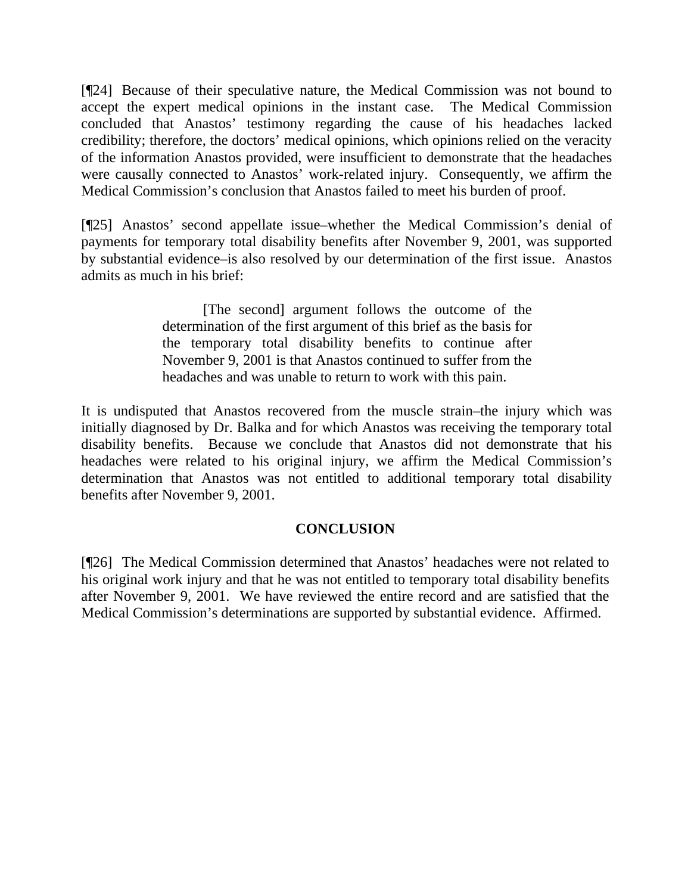[¶24] Because of their speculative nature, the Medical Commission was not bound to accept the expert medical opinions in the instant case. The Medical Commission concluded that Anastos' testimony regarding the cause of his headaches lacked credibility; therefore, the doctors' medical opinions, which opinions relied on the veracity of the information Anastos provided, were insufficient to demonstrate that the headaches were causally connected to Anastos' work-related injury. Consequently, we affirm the Medical Commission's conclusion that Anastos failed to meet his burden of proof.

[¶25] Anastos' second appellate issue–whether the Medical Commission's denial of payments for temporary total disability benefits after November 9, 2001, was supported by substantial evidence–is also resolved by our determination of the first issue. Anastos admits as much in his brief:

> [The second] argument follows the outcome of the determination of the first argument of this brief as the basis for the temporary total disability benefits to continue after November 9, 2001 is that Anastos continued to suffer from the headaches and was unable to return to work with this pain.

It is undisputed that Anastos recovered from the muscle strain–the injury which was initially diagnosed by Dr. Balka and for which Anastos was receiving the temporary total disability benefits. Because we conclude that Anastos did not demonstrate that his headaches were related to his original injury, we affirm the Medical Commission's determination that Anastos was not entitled to additional temporary total disability benefits after November 9, 2001.

## CONCLUSION

[¶26] The Medical Commission determined that Anastos' headaches were not related to his original work injury and that he was not entitled to temporary total disability benefits after November 9, 2001. We have reviewed the entire record and are satisfied that the Medical Commission's determinations are supported by substantial evidence. Affirmed.